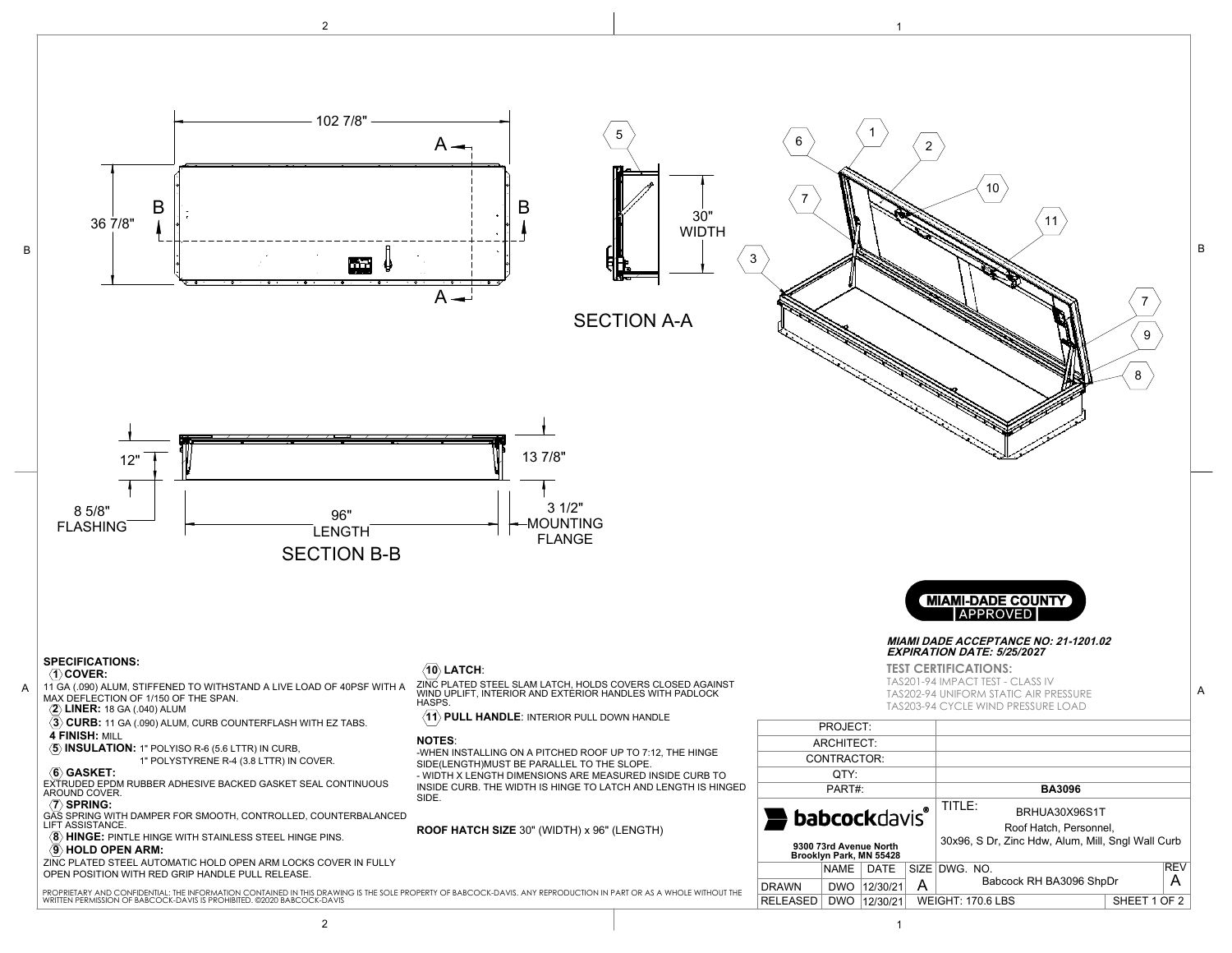102 7/8"

36 7/8"

SECTION A-A

30" WIDTH

12"

13 7/8"

8 5/8" FLASHING

96" LENGTH

3 1/2" MOUNTING FLANGE

SECTION B-B

**MIAMI-DADE COUNTY APPROVED**

***MIAMI DADE ACCEPTANCE NO: 21-1201.02***
***EXPIRATION DATE: 5/25/2027***

**TEST CERTIFICATIONS:**
TAS201-94 IMPACT TEST - CLASS IV
TAS202-94 UNIFORM STATIC AIR PRESSURE
TAS203-94 CYCLE WIND PRESSURE LOAD

## SPECIFICATIONS:

**1 COVER:** 11 GA (.090) ALUM, STIFFENED TO WITHSTAND A LIVE LOAD OF 40PSF WITH A MAX DEFLECTION OF 1/150 OF THE SPAN.

**2 LINER:** 18 GA (.040) ALUM

**3 CURB:** 11 GA (.090) ALUM, CURB COUNTERFLASH WITH EZ TABS.

**4 FINISH:** MILL

**5 INSULATION:** 1" POLYISO R-6 (5.6 LTTR) IN CURB,
1" POLYSTYRENE R-4 (3.8 LTTR) IN COVER.

**6 GASKET:** EXTRUDED EPDM RUBBER ADHESIVE BACKED GASKET SEAL CONTINUOUS AROUND COVER.

**7 SPRING:** GAS SPRING WITH DAMPER FOR SMOOTH, CONTROLLED, COUNTERBALANCED LIFT ASSISTANCE.

**8 HINGE:** PINTLE HINGE WITH STAINLESS STEEL HINGE PINS.

**9 HOLD OPEN ARM:** ZINC PLATED STEEL AUTOMATIC HOLD OPEN ARM LOCKS COVER IN FULLY OPEN POSITION WITH RED GRIP HANDLE PULL RELEASE.

**10 LATCH:** ZINC PLATED STEEL SLAM LATCH, HOLDS COVERS CLOSED AGAINST WIND UPLIFT, INTERIOR AND EXTERIOR HANDLES WITH PADLOCK HASPS.

**11 PULL HANDLE:** INTERIOR PULL DOWN HANDLE

**NOTES:**
-WHEN INSTALLING ON A PITCHED ROOF UP TO 7:12, THE HINGE SIDE(LENGTH)MUST BE PARALLEL TO THE SLOPE.
- WIDTH X LENGTH DIMENSIONS ARE MEASURED INSIDE CURB TO INSIDE CURB. THE WIDTH IS HINGE TO LATCH AND LENGTH IS HINGED SIDE.

**ROOF HATCH SIZE** 30" (WIDTH) x 96" (LENGTH)

| PROJECT: | | | | |
|---|---|---|---|---|
| ARCHITECT: | | | | |
| CONTRACTOR: | | | | |
| QTY: | | | | |
| PART#: | | | **BA3096** | |
| **babcock**davis® 9300 73rd Avenue North Brooklyn Park, MN 55428 | | | TITLE: BRHUA30X96S1T Roof Hatch, Personnel, 30x96, S Dr, Zinc Hdw, Alum, Mill, Sngl Wall Curb | |
| | NAME | DATE | SIZE | DWG. NO. | REV |
| DRAWN | DWO | 12/30/21 | A | Babcock RH BA3096 ShpDr | A |
| RELEASED | DWO | 12/30/21 | WEIGHT: 170.6 LBS | SHEET 1 OF 2 | |

PROPRIETARY AND CONFIDENTIAL: THE INFORMATION CONTAINED IN THIS DRAWING IS THE SOLE PROPERTY OF BABCOCK-DAVIS. ANY REPRODUCTION IN PART OR AS A WHOLE WITHOUT THE WRITTEN PERMISSION OF BABCOCK-DAVIS IS PROHIBITED. ©2020 BABCOCK-DAVIS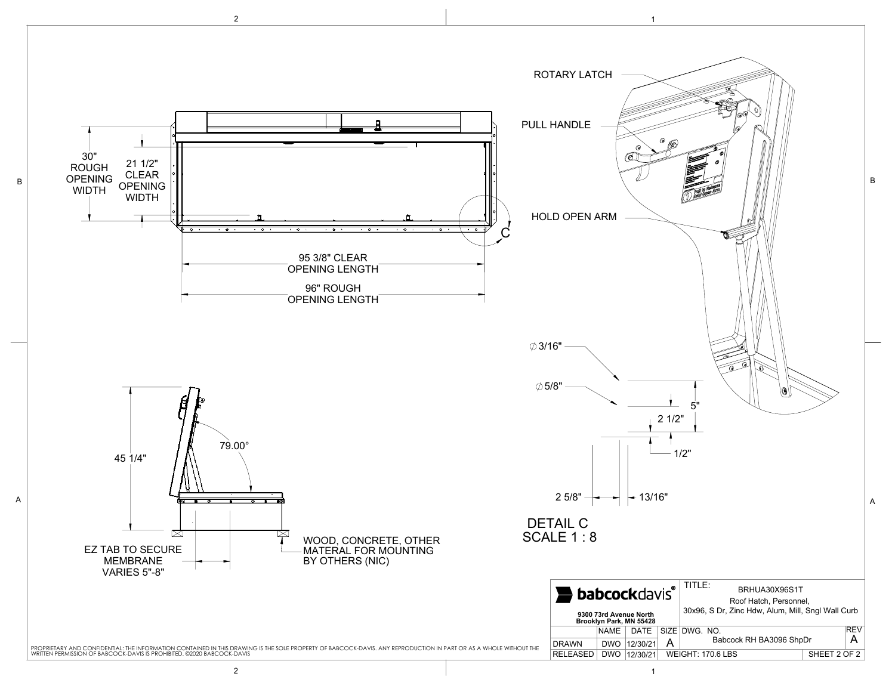30" ROUGH OPENING WIDTH

21 1/2" CLEAR OPENING WIDTH

95 3/8" CLEAR OPENING LENGTH

96" ROUGH OPENING LENGTH

C

ROTARY LATCH

PULL HANDLE

HOLD OPEN ARM

∅3/16"

∅5/8"

5"

2 1/2"

1/2"

2 5/8"

13/16"

DETAIL C
SCALE 1 : 8

45 1/4"

79.00°

EZ TAB TO SECURE MEMBRANE VARIES 5"-8"

WOOD, CONCRETE, OTHER MATERAL FOR MOUNTING BY OTHERS (NIC)

PROPRIETARY AND CONFIDENTIAL: THE INFORMATION CONTAINED IN THIS DRAWING IS THE SOLE PROPERTY OF BABCOCK-DAVIS. ANY REPRODUCTION IN PART OR AS A WHOLE WITHOUT THE WRITTEN PERMISSION OF BABCOCK-DAVIS IS PROHIBITED. ©2020 BABCOCK-DAVIS

**babcockdavis®**
9300 73rd Avenue North
Brooklyn Park, MN 55428

TITLE: BRHUA30X96S1T
Roof Hatch, Personnel,
30x96, S Dr, Zinc Hdw, Alum, Mill, Sngl Wall Curb

| | NAME | DATE | SIZE | DWG. NO. | REV |
|---|---|---|---|---|---|
| DRAWN | DWO | 12/30/21 | A | Babcock RH BA3096 ShpDr | A |
| RELEASED | DWO | 12/30/21 | WEIGHT: 170.6 LBS | | SHEET 2 OF 2 |